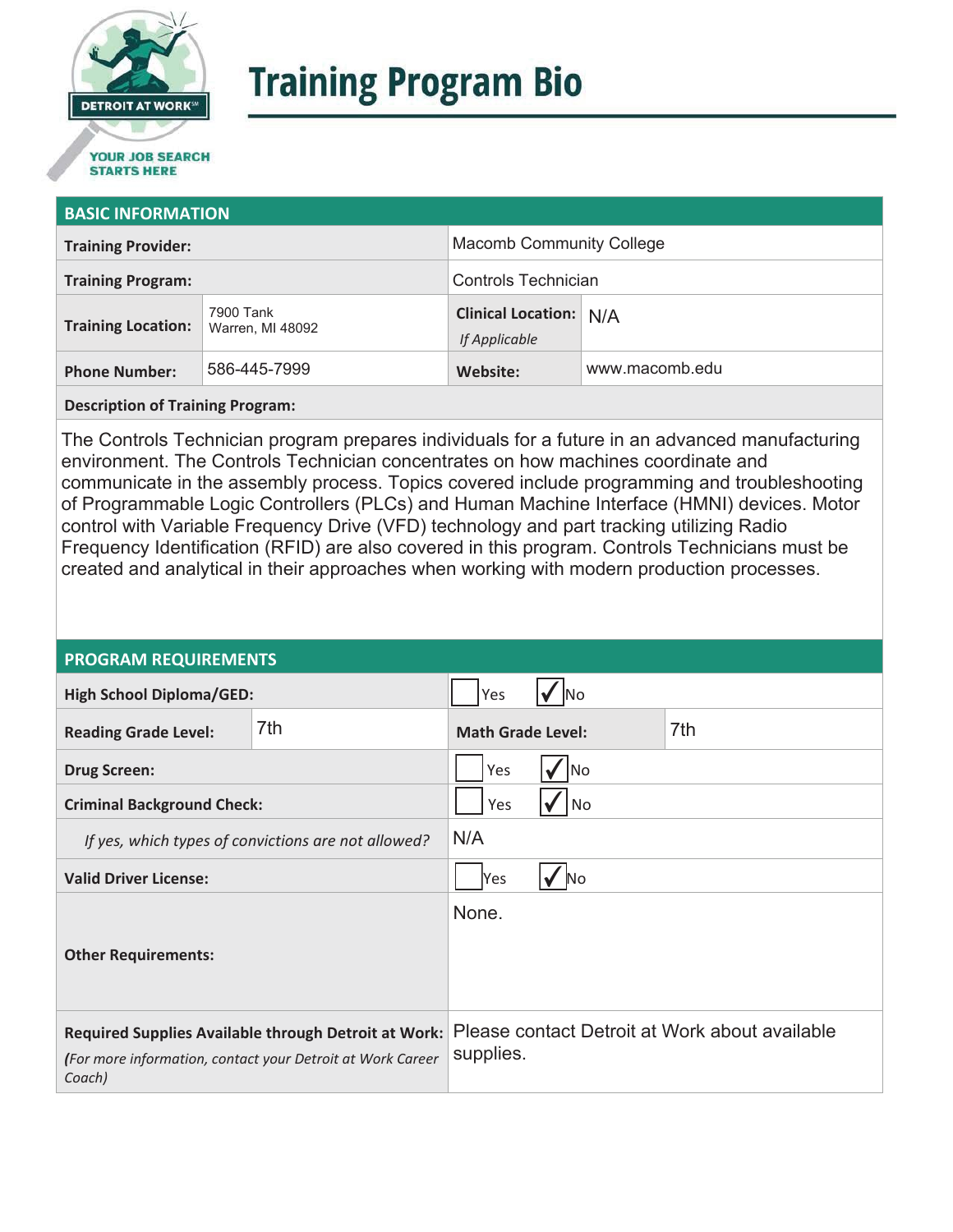# Training Program Bio

DETROIT AT WORK

YOUR JOB SEARCH STARTS HERE

| BASIC INFORMATION | | | |
|---|---|---|---|
| **Training Provider:** | | Macomb Community College | |
| **Training Program:** | | Controls Technician | |
| **Training Location:** | 7900 Tank<br>Warren, MI 48092 | **Clinical Location:** *If Applicable* | N/A |
| **Phone Number:** | 586-445-7999 | **Website:** | www.macomb.edu |

**Description of Training Program:**

The Controls Technician program prepares individuals for a future in an advanced manufacturing environment. The Controls Technician concentrates on how machines coordinate and communicate in the assembly process. Topics covered include programming and troubleshooting of Programmable Logic Controllers (PLCs) and Human Machine Interface (HMNI) devices. Motor control with Variable Frequency Drive (VFD) technology and part tracking utilizing Radio Frequency Identification (RFID) are also covered in this program. Controls Technicians must be created and analytical in their approaches when working with modern production processes.

| PROGRAM REQUIREMENTS | | | |
|---|---|---|---|
| **High School Diploma/GED:** | | ☐ Yes ☑ No | |
| **Reading Grade Level:** | 7th | **Math Grade Level:** | 7th |
| **Drug Screen:** | | ☐ Yes ☑ No | |
| **Criminal Background Check:** | | ☐ Yes ☑ No | |
| *If yes, which types of convictions are not allowed?* | | N/A | |
| **Valid Driver License:** | | ☐ Yes ☑ No | |
| **Other Requirements:** | | None. | |
| **Required Supplies Available through Detroit at Work:** *(For more information, contact your Detroit at Work Career Coach)* | | Please contact Detroit at Work about available supplies. | |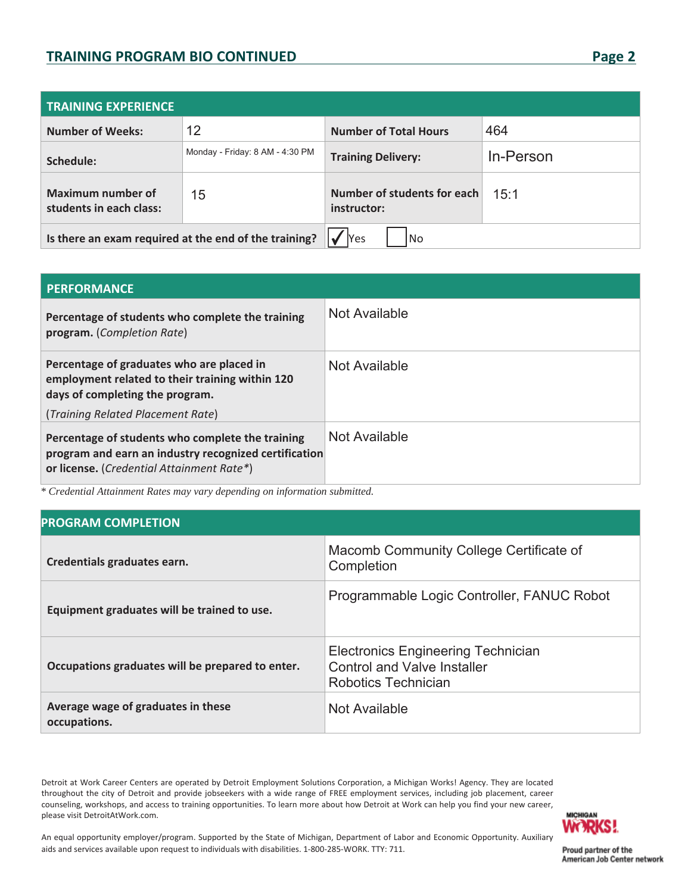## TRAINING PROGRAM BIO CONTINUED

| TRAINING EXPERIENCE | | | |
|---|---|---|---|
| **Number of Weeks:** | 12 | **Number of Total Hours** | 464 |
| **Schedule:** | Monday - Friday: 8 AM - 4:30 PM | **Training Delivery:** | In-Person |
| **Maximum number of students in each class:** | 15 | **Number of students for each instructor:** | 15:1 |
| **Is there an exam required at the end of the training?** | ☑ Yes ☐ No | | |

| PERFORMANCE | |
|---|---|
| **Percentage of students who complete the training program.** (*Completion Rate*) | Not Available |
| **Percentage of graduates who are placed in employment related to their training within 120 days of completing the program.** (*Training Related Placement Rate*) | Not Available |
| **Percentage of students who complete the training program and earn an industry recognized certification or license.** (*Credential Attainment Rate**) | Not Available |

*\* Credential Attainment Rates may vary depending on information submitted.*

| PROGRAM COMPLETION | |
|---|---|
| **Credentials graduates earn.** | Macomb Community College Certificate of Completion |
| **Equipment graduates will be trained to use.** | Programmable Logic Controller, FANUC Robot |
| **Occupations graduates will be prepared to enter.** | Electronics Engineering Technician<br>Control and Valve Installer<br>Robotics Technician |
| **Average wage of graduates in these occupations.** | Not Available |

Detroit at Work Career Centers are operated by Detroit Employment Solutions Corporation, a Michigan Works! Agency. They are located throughout the city of Detroit and provide jobseekers with a wide range of FREE employment services, including job placement, career counseling, workshops, and access to training opportunities. To learn more about how Detroit at Work can help you find your new career, please visit DetroitAtWork.com.

An equal opportunity employer/program. Supported by the State of Michigan, Department of Labor and Economic Opportunity. Auxiliary aids and services available upon request to individuals with disabilities. 1-800-285-WORK. TTY: 711.

MICHIGAN WORKS! Proud partner of the American Job Center network